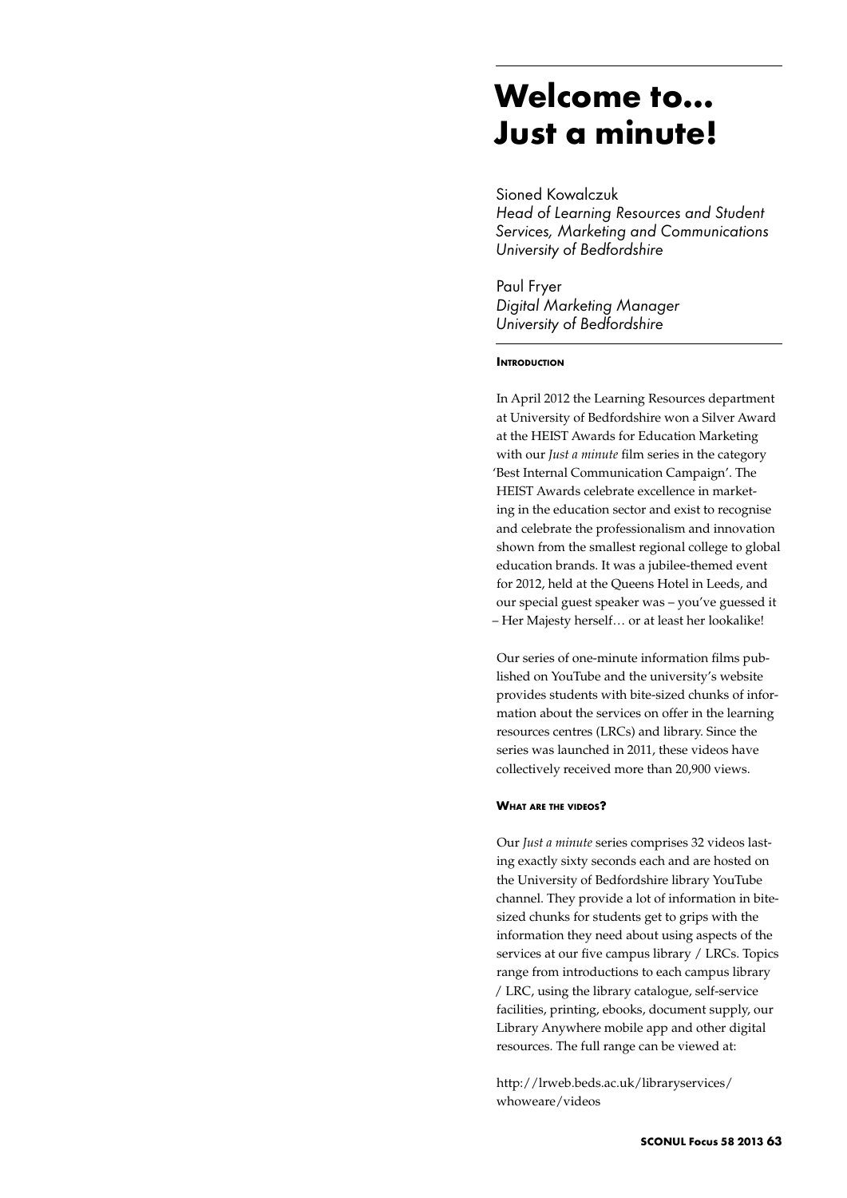# Welcome to... Just a minute!

Sioned Kowalczuk
*Head of Learning Resources and Student Services, Marketing and Communications*
*University of Bedfordshire*

Paul Fryer
*Digital Marketing Manager*
*University of Bedfordshire*

## Introduction

In April 2012 the Learning Resources department at University of Bedfordshire won a Silver Award at the HEIST Awards for Education Marketing with our *Just a minute* film series in the category 'Best Internal Communication Campaign'. The HEIST Awards celebrate excellence in marketing in the education sector and exist to recognise and celebrate the professionalism and innovation shown from the smallest regional college to global education brands. It was a jubilee-themed event for 2012, held at the Queens Hotel in Leeds, and our special guest speaker was – you've guessed it – Her Majesty herself… or at least her lookalike!

Our series of one-minute information films published on YouTube and the university's website provides students with bite-sized chunks of information about the services on offer in the learning resources centres (LRCs) and library. Since the series was launched in 2011, these videos have collectively received more than 20,900 views.

## What are the videos?

Our *Just a minute* series comprises 32 videos lasting exactly sixty seconds each and are hosted on the University of Bedfordshire library YouTube channel. They provide a lot of information in bite-sized chunks for students get to grips with the information they need about using aspects of the services at our five campus library / LRCs. Topics range from introductions to each campus library / LRC, using the library catalogue, self-service facilities, printing, ebooks, document supply, our Library Anywhere mobile app and other digital resources. The full range can be viewed at:

http://lrweb.beds.ac.uk/libraryservices/whoweare/videos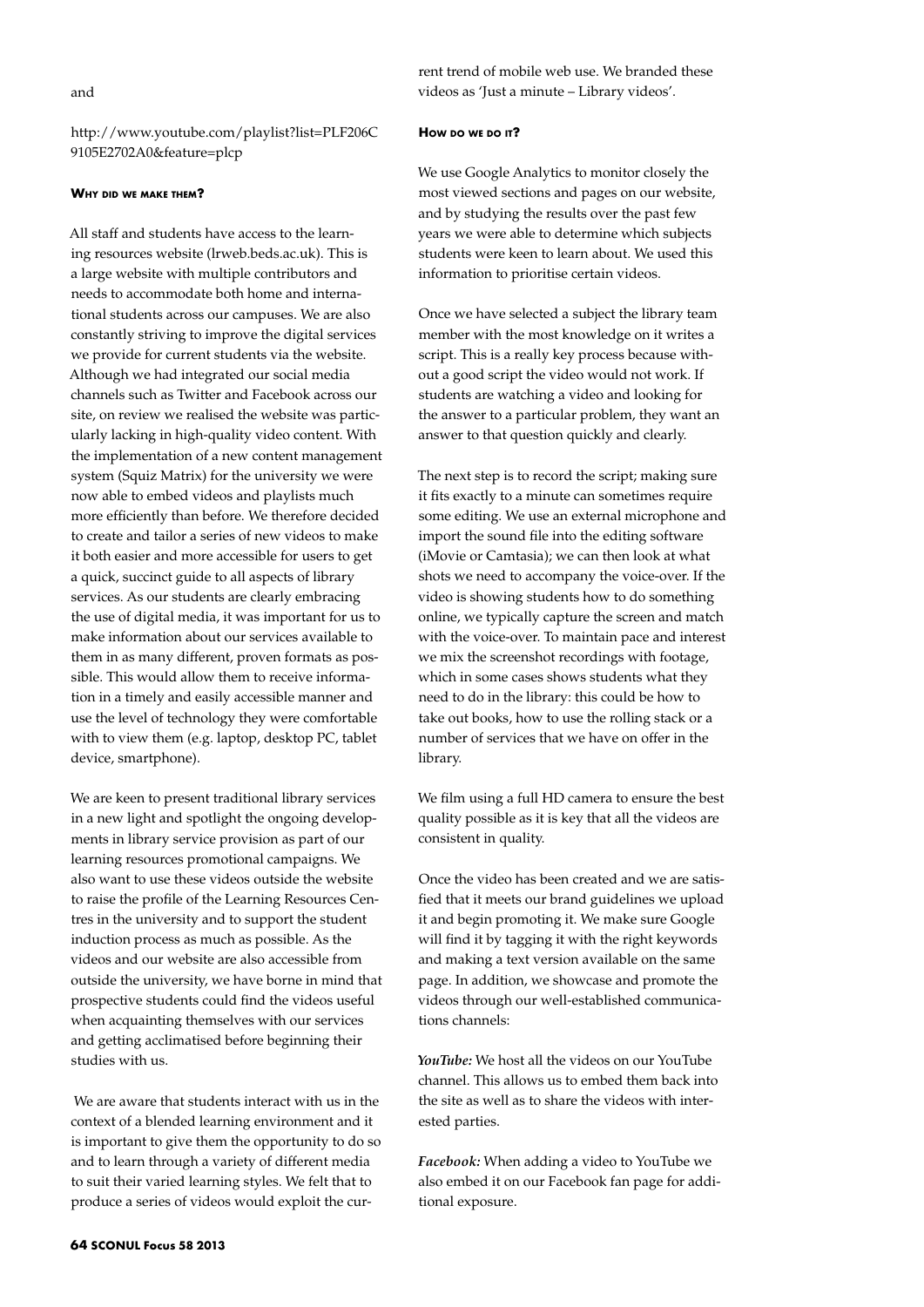and

http://www.youtube.com/playlist?list=PLF206C9105E2702A0&feature=plcp

#### Why did we make them?

All staff and students have access to the learning resources website (lrweb.beds.ac.uk). This is a large website with multiple contributors and needs to accommodate both home and international students across our campuses. We are also constantly striving to improve the digital services we provide for current students via the website. Although we had integrated our social media channels such as Twitter and Facebook across our site, on review we realised the website was particularly lacking in high-quality video content. With the implementation of a new content management system (Squiz Matrix) for the university we were now able to embed videos and playlists much more efficiently than before. We therefore decided to create and tailor a series of new videos to make it both easier and more accessible for users to get a quick, succinct guide to all aspects of library services. As our students are clearly embracing the use of digital media, it was important for us to make information about our services available to them in as many different, proven formats as possible. This would allow them to receive information in a timely and easily accessible manner and use the level of technology they were comfortable with to view them (e.g. laptop, desktop PC, tablet device, smartphone).

We are keen to present traditional library services in a new light and spotlight the ongoing developments in library service provision as part of our learning resources promotional campaigns. We also want to use these videos outside the website to raise the profile of the Learning Resources Centres in the university and to support the student induction process as much as possible. As the videos and our website are also accessible from outside the university, we have borne in mind that prospective students could find the videos useful when acquainting themselves with our services and getting acclimatised before beginning their studies with us.

We are aware that students interact with us in the context of a blended learning environment and it is important to give them the opportunity to do so and to learn through a variety of different media to suit their varied learning styles. We felt that to produce a series of videos would exploit the current trend of mobile web use. We branded these videos as 'Just a minute – Library videos'.

#### How do we do it?

We use Google Analytics to monitor closely the most viewed sections and pages on our website, and by studying the results over the past few years we were able to determine which subjects students were keen to learn about. We used this information to prioritise certain videos.

Once we have selected a subject the library team member with the most knowledge on it writes a script. This is a really key process because without a good script the video would not work. If students are watching a video and looking for the answer to a particular problem, they want an answer to that question quickly and clearly.

The next step is to record the script; making sure it fits exactly to a minute can sometimes require some editing. We use an external microphone and import the sound file into the editing software (iMovie or Camtasia); we can then look at what shots we need to accompany the voice-over. If the video is showing students how to do something online, we typically capture the screen and match with the voice-over. To maintain pace and interest we mix the screenshot recordings with footage, which in some cases shows students what they need to do in the library: this could be how to take out books, how to use the rolling stack or a number of services that we have on offer in the library.

We film using a full HD camera to ensure the best quality possible as it is key that all the videos are consistent in quality.

Once the video has been created and we are satisfied that it meets our brand guidelines we upload it and begin promoting it. We make sure Google will find it by tagging it with the right keywords and making a text version available on the same page. In addition, we showcase and promote the videos through our well-established communications channels:

***YouTube:*** We host all the videos on our YouTube channel. This allows us to embed them back into the site as well as to share the videos with interested parties.

***Facebook:*** When adding a video to YouTube we also embed it on our Facebook fan page for additional exposure.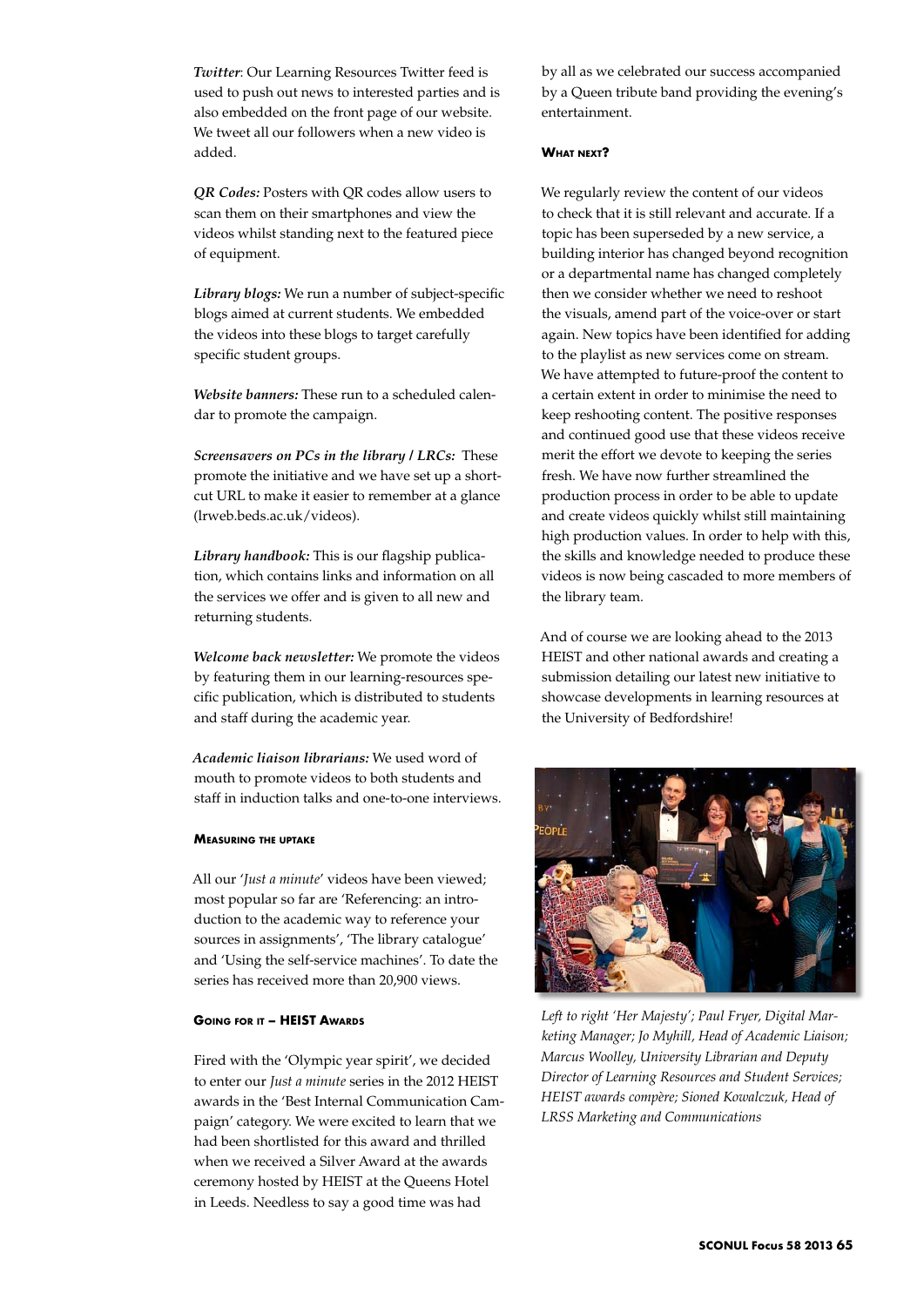*Twitter*: Our Learning Resources Twitter feed is used to push out news to interested parties and is also embedded on the front page of our website. We tweet all our followers when a new video is added.

*QR Codes:* Posters with QR codes allow users to scan them on their smartphones and view the videos whilst standing next to the featured piece of equipment.

*Library blogs:* We run a number of subject-specific blogs aimed at current students. We embedded the videos into these blogs to target carefully specific student groups.

*Website banners:* These run to a scheduled calendar to promote the campaign.

*Screensavers on PCs in the library / LRCs:* These promote the initiative and we have set up a short-cut URL to make it easier to remember at a glance (lrweb.beds.ac.uk/videos).

*Library handbook:* This is our flagship publication, which contains links and information on all the services we offer and is given to all new and returning students.

*Welcome back newsletter:* We promote the videos by featuring them in our learning-resources specific publication, which is distributed to students and staff during the academic year.

*Academic liaison librarians:* We used word of mouth to promote videos to both students and staff in induction talks and one-to-one interviews.

### Measuring the uptake

All our '*Just a minute*' videos have been viewed; most popular so far are 'Referencing: an introduction to the academic way to reference your sources in assignments', 'The library catalogue' and 'Using the self-service machines'. To date the series has received more than 20,900 views.

### Going for it – HEIST Awards

Fired with the 'Olympic year spirit', we decided to enter our *Just a minute* series in the 2012 HEIST awards in the 'Best Internal Communication Campaign' category. We were excited to learn that we had been shortlisted for this award and thrilled when we received a Silver Award at the awards ceremony hosted by HEIST at the Queens Hotel in Leeds. Needless to say a good time was had by all as we celebrated our success accompanied by a Queen tribute band providing the evening's entertainment.

### What next?

We regularly review the content of our videos to check that it is still relevant and accurate. If a topic has been superseded by a new service, a building interior has changed beyond recognition or a departmental name has changed completely then we consider whether we need to reshoot the visuals, amend part of the voice-over or start again. New topics have been identified for adding to the playlist as new services come on stream. We have attempted to future-proof the content to a certain extent in order to minimise the need to keep reshooting content. The positive responses and continued good use that these videos receive merit the effort we devote to keeping the series fresh. We have now further streamlined the production process in order to be able to update and create videos quickly whilst still maintaining high production values. In order to help with this, the skills and knowledge needed to produce these videos is now being cascaded to more members of the library team.

And of course we are looking ahead to the 2013 HEIST and other national awards and creating a submission detailing our latest new initiative to showcase developments in learning resources at the University of Bedfordshire!

*Left to right 'Her Majesty'; Paul Fryer, Digital Marketing Manager; Jo Myhill, Head of Academic Liaison; Marcus Woolley, University Librarian and Deputy Director of Learning Resources and Student Services; HEIST awards compère; Sioned Kowalczuk, Head of LRSS Marketing and Communications*